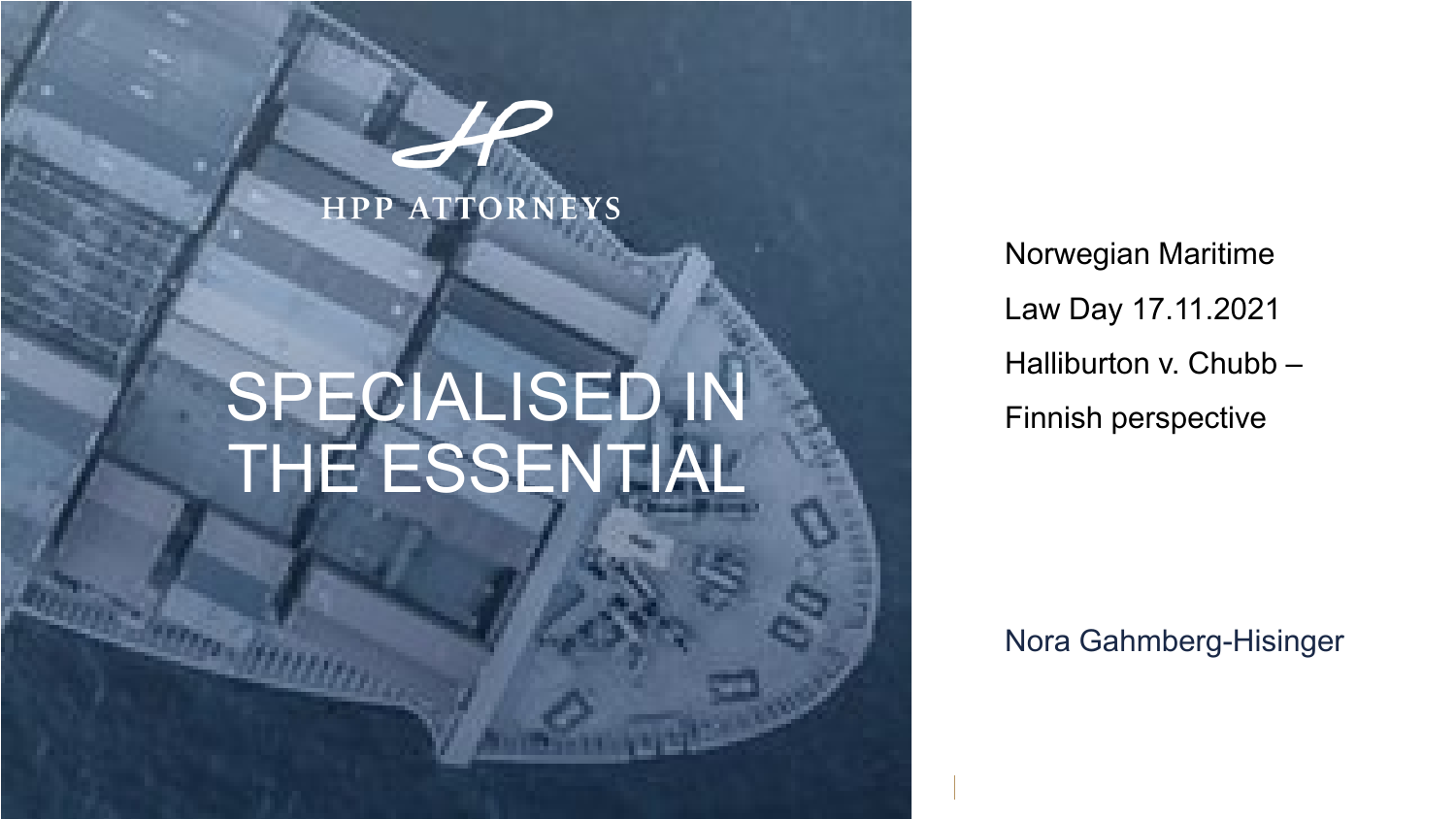HPP ATTORNEYS

# SPECIALISED IN THE ESSENTIAL

Norwegian Maritime Law Day 17.11.2021

Halliburton v. Chubb – Finnish perspective

Nora Gahmberg-Hisinger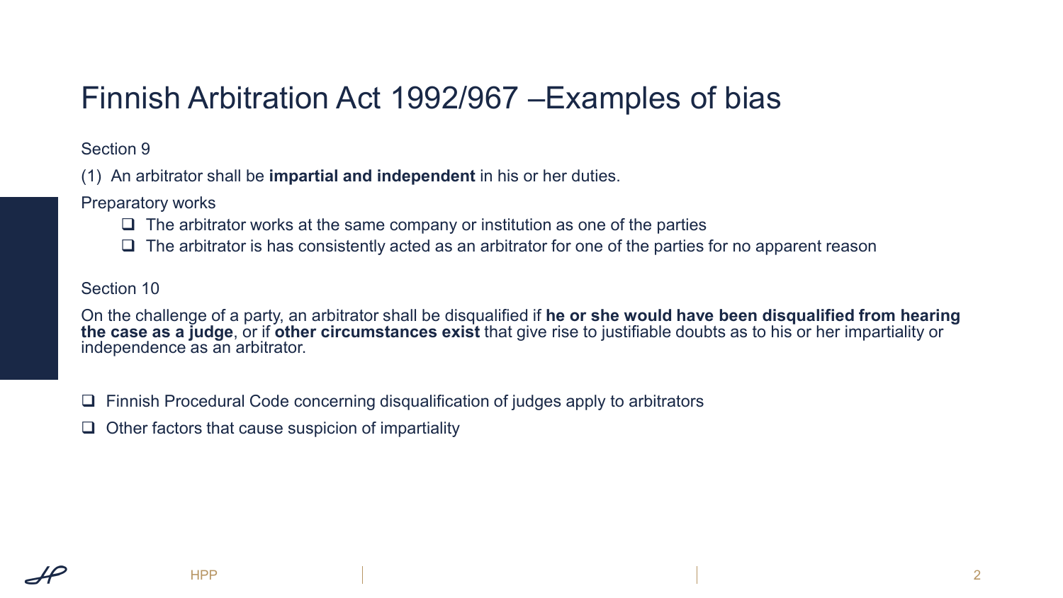# Finnish Arbitration Act 1992/967 –Examples of bias

Section 9

(1) An arbitrator shall be **impartial and independent** in his or her duties.

Preparatory works

- The arbitrator works at the same company or institution as one of the parties
- The arbitrator is has consistently acted as an arbitrator for one of the parties for no apparent reason

Section 10

On the challenge of a party, an arbitrator shall be disqualified if **he or she would have been disqualified from hearing the case as a judge**, or if **other circumstances exist** that give rise to justifiable doubts as to his or her impartiality or independence as an arbitrator.

- Finnish Procedural Code concerning disqualification of judges apply to arbitrators
- Other factors that cause suspicion of impartiality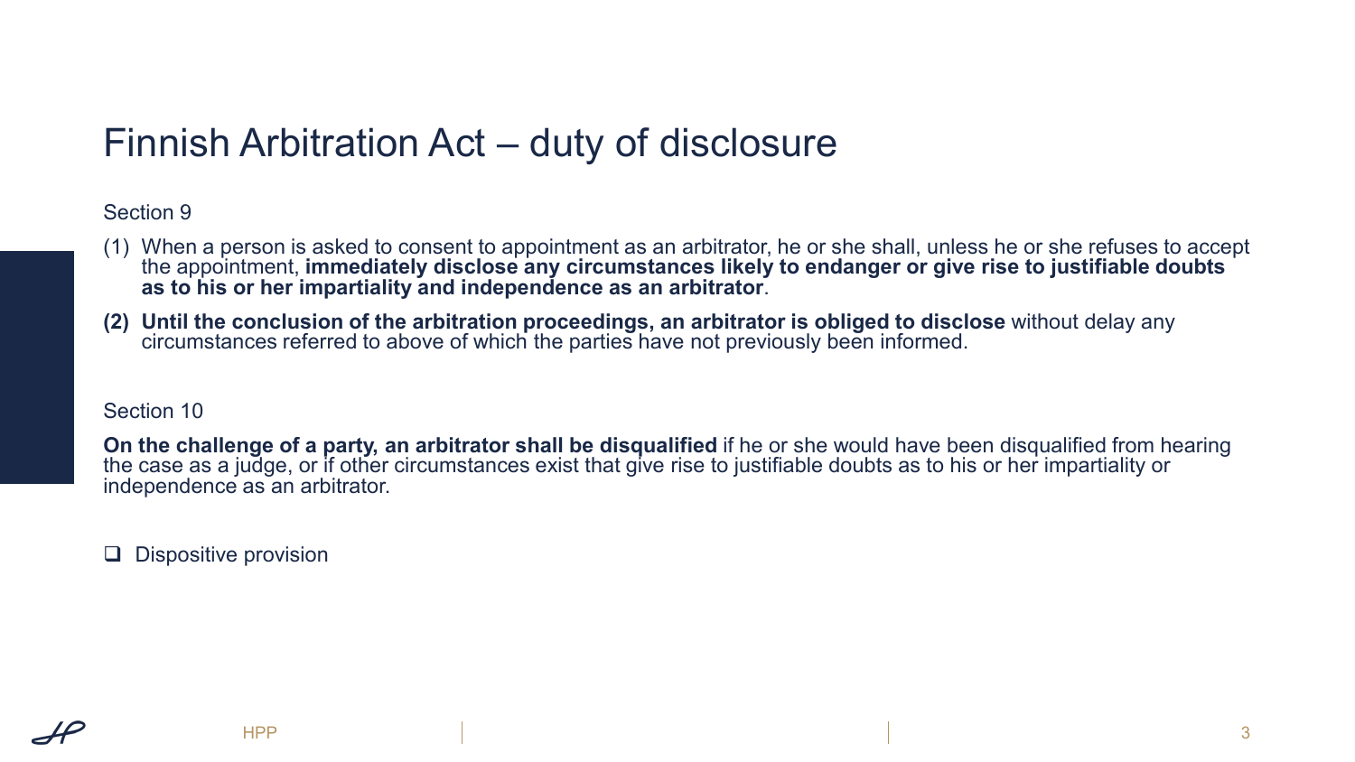# Finnish Arbitration Act – duty of disclosure

Section 9

(1) When a person is asked to consent to appointment as an arbitrator, he or she shall, unless he or she refuses to accept the appointment, **immediately disclose any circumstances likely to endanger or give rise to justifiable doubts as to his or her impartiality and independence as an arbitrator**.

**(2) Until the conclusion of the arbitration proceedings, an arbitrator is obliged to disclose** without delay any circumstances referred to above of which the parties have not previously been informed.

Section 10

**On the challenge of a party, an arbitrator shall be disqualified** if he or she would have been disqualified from hearing the case as a judge, or if other circumstances exist that give rise to justifiable doubts as to his or her impartiality or independence as an arbitrator.

- ❑ Dispositive provision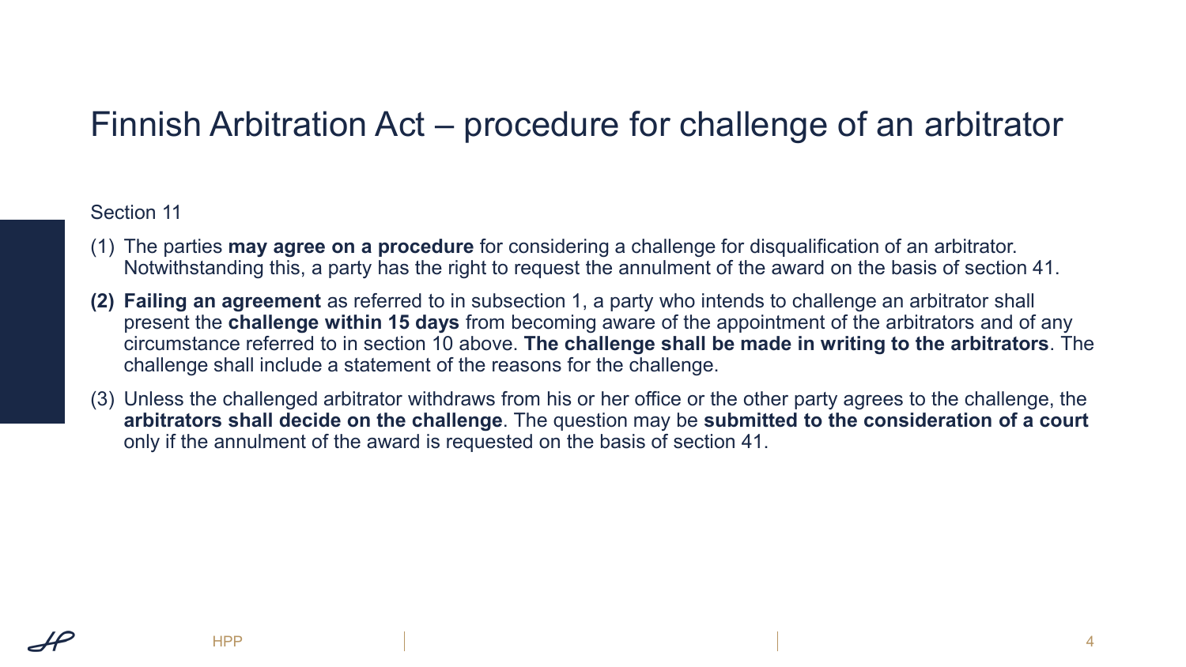# Finnish Arbitration Act – procedure for challenge of an arbitrator

Section 11

(1) The parties **may agree on a procedure** for considering a challenge for disqualification of an arbitrator. Notwithstanding this, a party has the right to request the annulment of the award on the basis of section 41.

**(2) Failing an agreement** as referred to in subsection 1, a party who intends to challenge an arbitrator shall present the **challenge within 15 days** from becoming aware of the appointment of the arbitrators and of any circumstance referred to in section 10 above. **The challenge shall be made in writing to the arbitrators**. The challenge shall include a statement of the reasons for the challenge.

(3) Unless the challenged arbitrator withdraws from his or her office or the other party agrees to the challenge, the **arbitrators shall decide on the challenge**. The question may be **submitted to the consideration of a court** only if the annulment of the award is requested on the basis of section 41.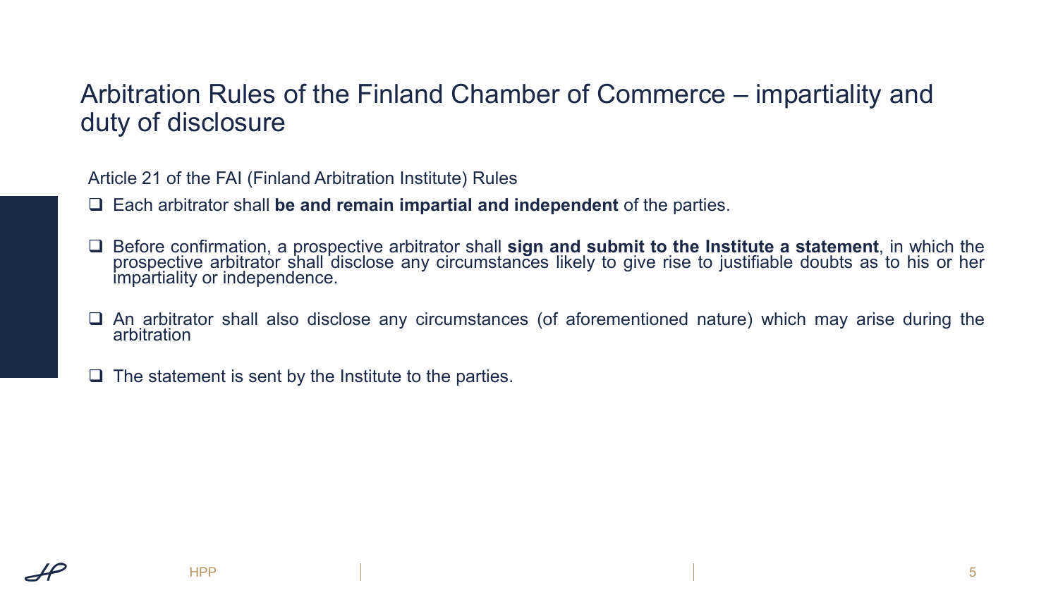# Arbitration Rules of the Finland Chamber of Commerce – impartiality and duty of disclosure

Article 21 of the FAI (Finland Arbitration Institute) Rules

- Each arbitrator shall **be and remain impartial and independent** of the parties.
- Before confirmation, a prospective arbitrator shall **sign and submit to the Institute a statement**, in which the prospective arbitrator shall disclose any circumstances likely to give rise to justifiable doubts as to his or her impartiality or independence.
- An arbitrator shall also disclose any circumstances (of aforementioned nature) which may arise during the arbitration
- The statement is sent by the Institute to the parties.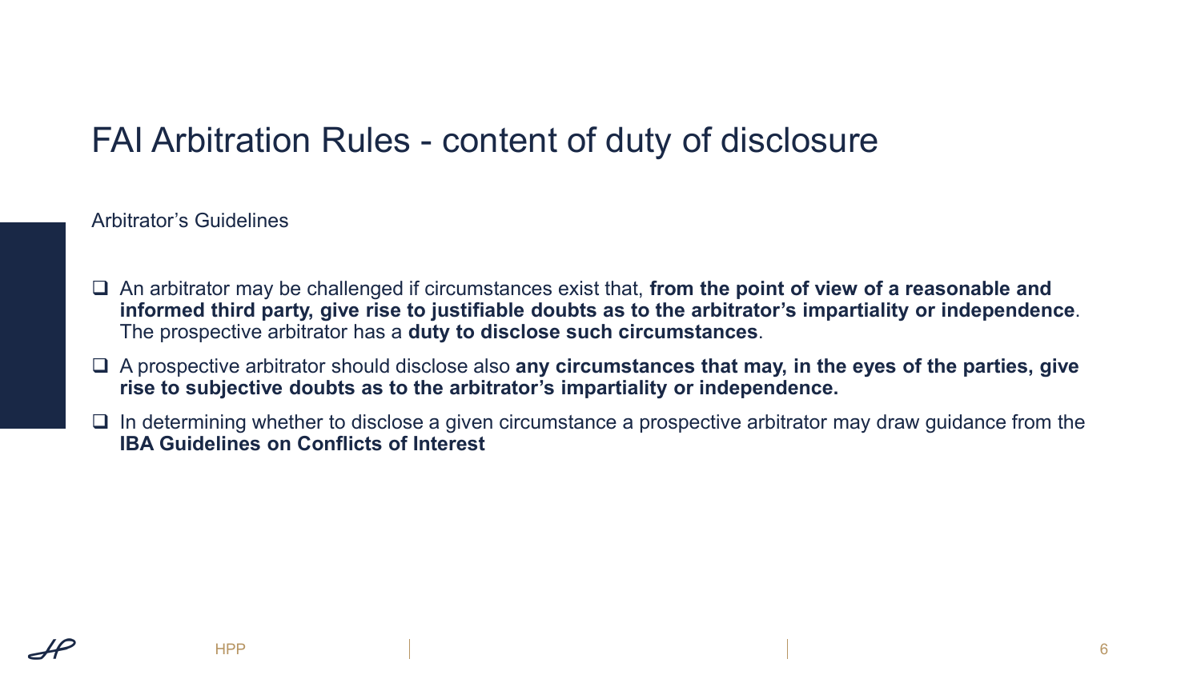# FAI Arbitration Rules - content of duty of disclosure

Arbitrator's Guidelines

- An arbitrator may be challenged if circumstances exist that, **from the point of view of a reasonable and informed third party, give rise to justifiable doubts as to the arbitrator's impartiality or independence**. The prospective arbitrator has a **duty to disclose such circumstances**.
- A prospective arbitrator should disclose also **any circumstances that may, in the eyes of the parties, give rise to subjective doubts as to the arbitrator's impartiality or independence.**
- In determining whether to disclose a given circumstance a prospective arbitrator may draw guidance from the **IBA Guidelines on Conflicts of Interest**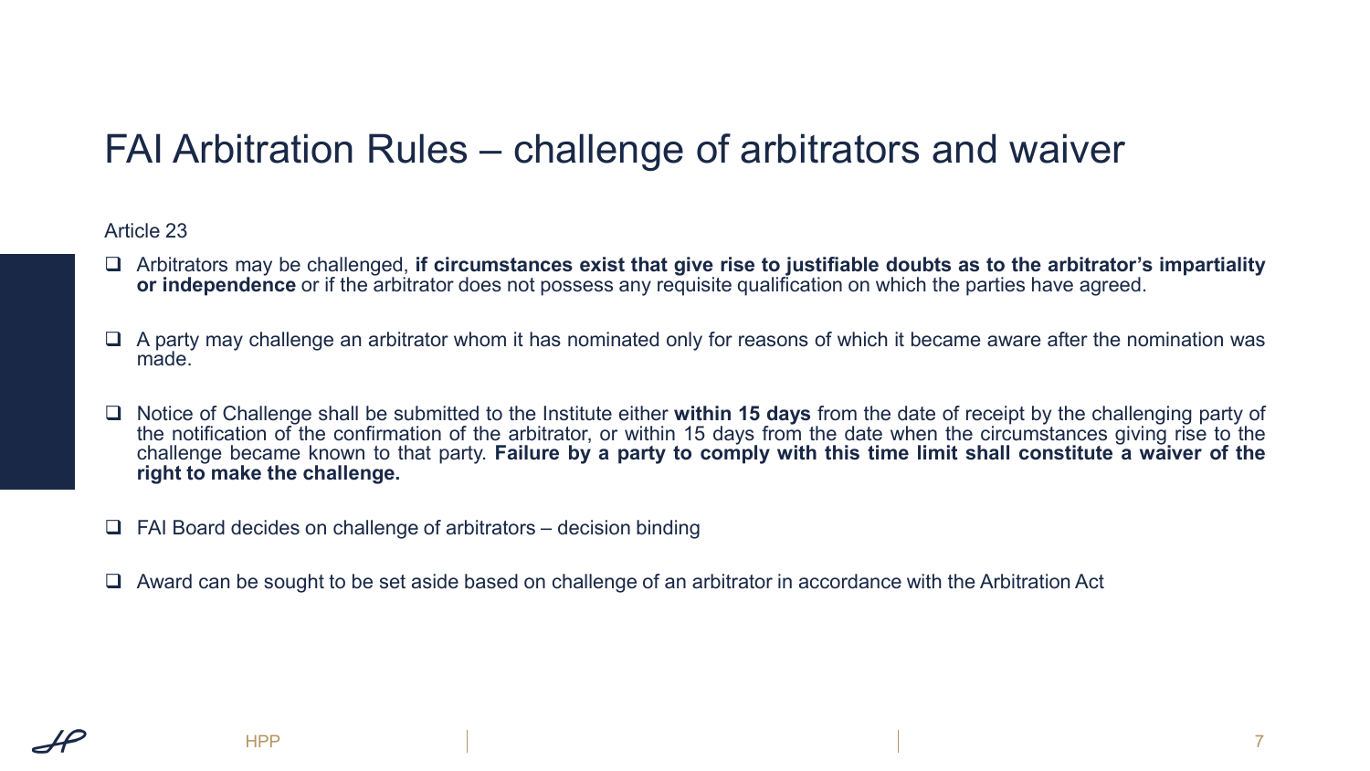# FAI Arbitration Rules – challenge of arbitrators and waiver

Article 23

- Arbitrators may be challenged, **if circumstances exist that give rise to justifiable doubts as to the arbitrator's impartiality or independence** or if the arbitrator does not possess any requisite qualification on which the parties have agreed.
- A party may challenge an arbitrator whom it has nominated only for reasons of which it became aware after the nomination was made.
- Notice of Challenge shall be submitted to the Institute either **within 15 days** from the date of receipt by the challenging party of the notification of the confirmation of the arbitrator, or within 15 days from the date when the circumstances giving rise to the challenge became known to that party. **Failure by a party to comply with this time limit shall constitute a waiver of the right to make the challenge.**
- FAI Board decides on challenge of arbitrators – decision binding
- Award can be sought to be set aside based on challenge of an arbitrator in accordance with the Arbitration Act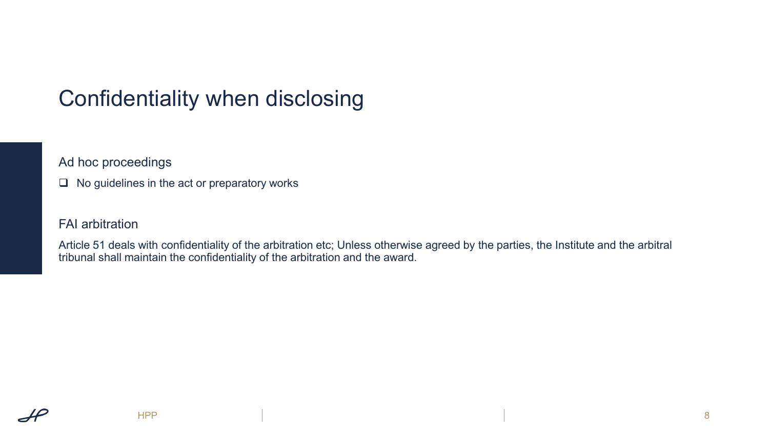# Confidentiality when disclosing

## Ad hoc proceedings

- No guidelines in the act or preparatory works

## FAI arbitration

Article 51 deals with confidentiality of the arbitration etc; Unless otherwise agreed by the parties, the Institute and the arbitral tribunal shall maintain the confidentiality of the arbitration and the award.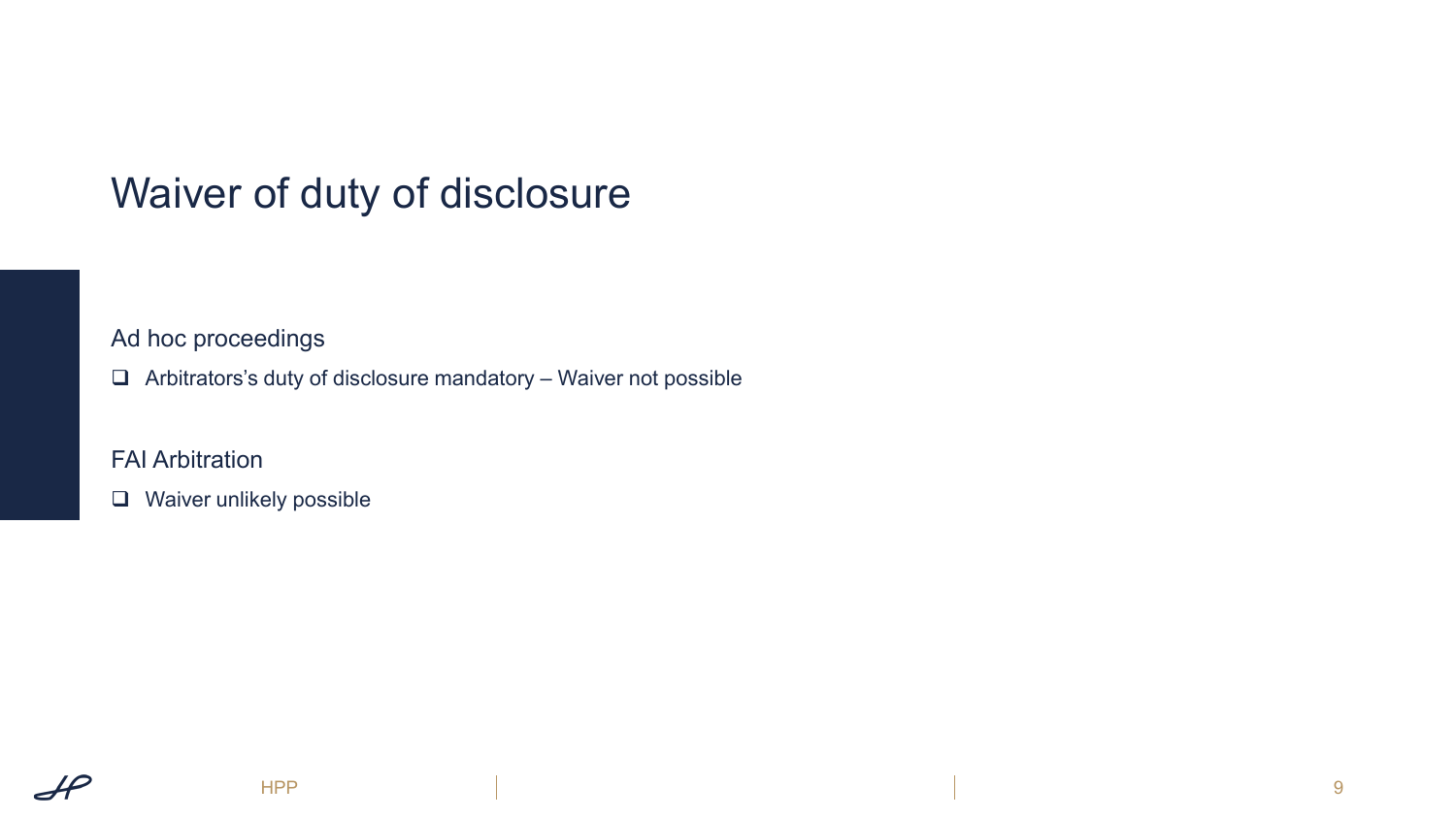# Waiver of duty of disclosure

Ad hoc proceedings

- Arbitrators's duty of disclosure mandatory – Waiver not possible

FAI Arbitration

- Waiver unlikely possible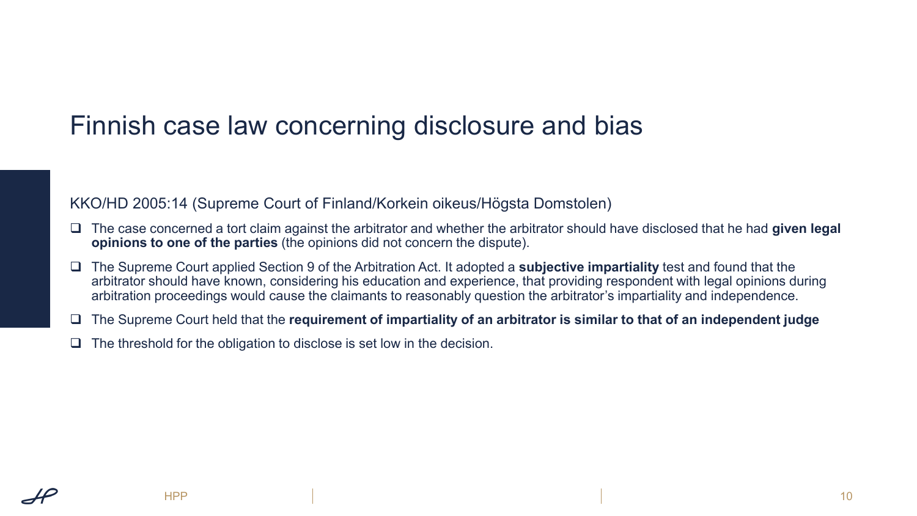# Finnish case law concerning disclosure and bias

KKO/HD 2005:14 (Supreme Court of Finland/Korkein oikeus/Högsta Domstolen)

- The case concerned a tort claim against the arbitrator and whether the arbitrator should have disclosed that he had **given legal opinions to one of the parties** (the opinions did not concern the dispute).
- The Supreme Court applied Section 9 of the Arbitration Act. It adopted a **subjective impartiality** test and found that the arbitrator should have known, considering his education and experience, that providing respondent with legal opinions during arbitration proceedings would cause the claimants to reasonably question the arbitrator's impartiality and independence.
- The Supreme Court held that the **requirement of impartiality of an arbitrator is similar to that of an independent judge**
- The threshold for the obligation to disclose is set low in the decision.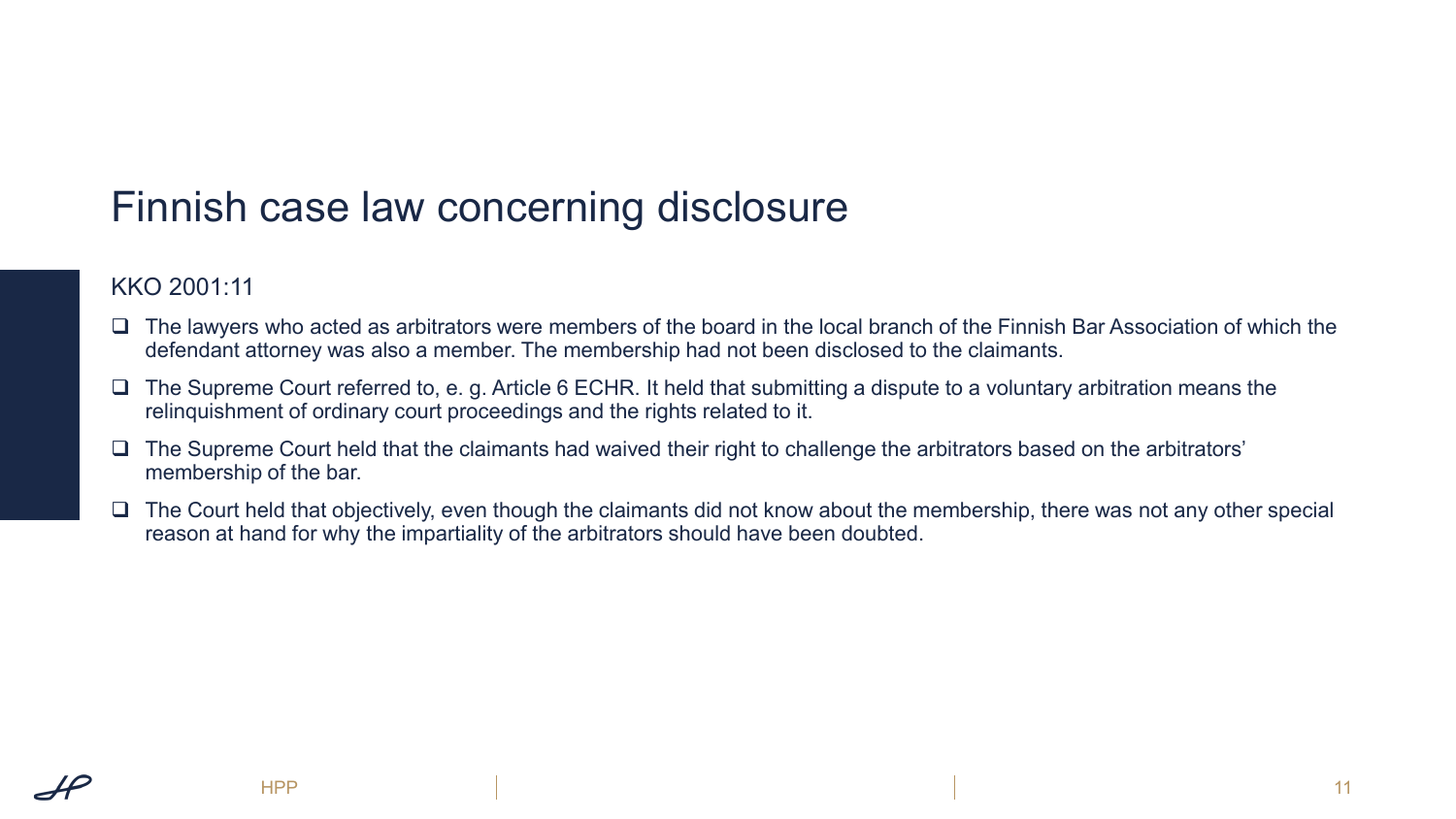# Finnish case law concerning disclosure

KKO 2001:11

- The lawyers who acted as arbitrators were members of the board in the local branch of the Finnish Bar Association of which the defendant attorney was also a member. The membership had not been disclosed to the claimants.
- The Supreme Court referred to, e. g. Article 6 ECHR. It held that submitting a dispute to a voluntary arbitration means the relinquishment of ordinary court proceedings and the rights related to it.
- The Supreme Court held that the claimants had waived their right to challenge the arbitrators based on the arbitrators' membership of the bar.
- The Court held that objectively, even though the claimants did not know about the membership, there was not any other special reason at hand for why the impartiality of the arbitrators should have been doubted.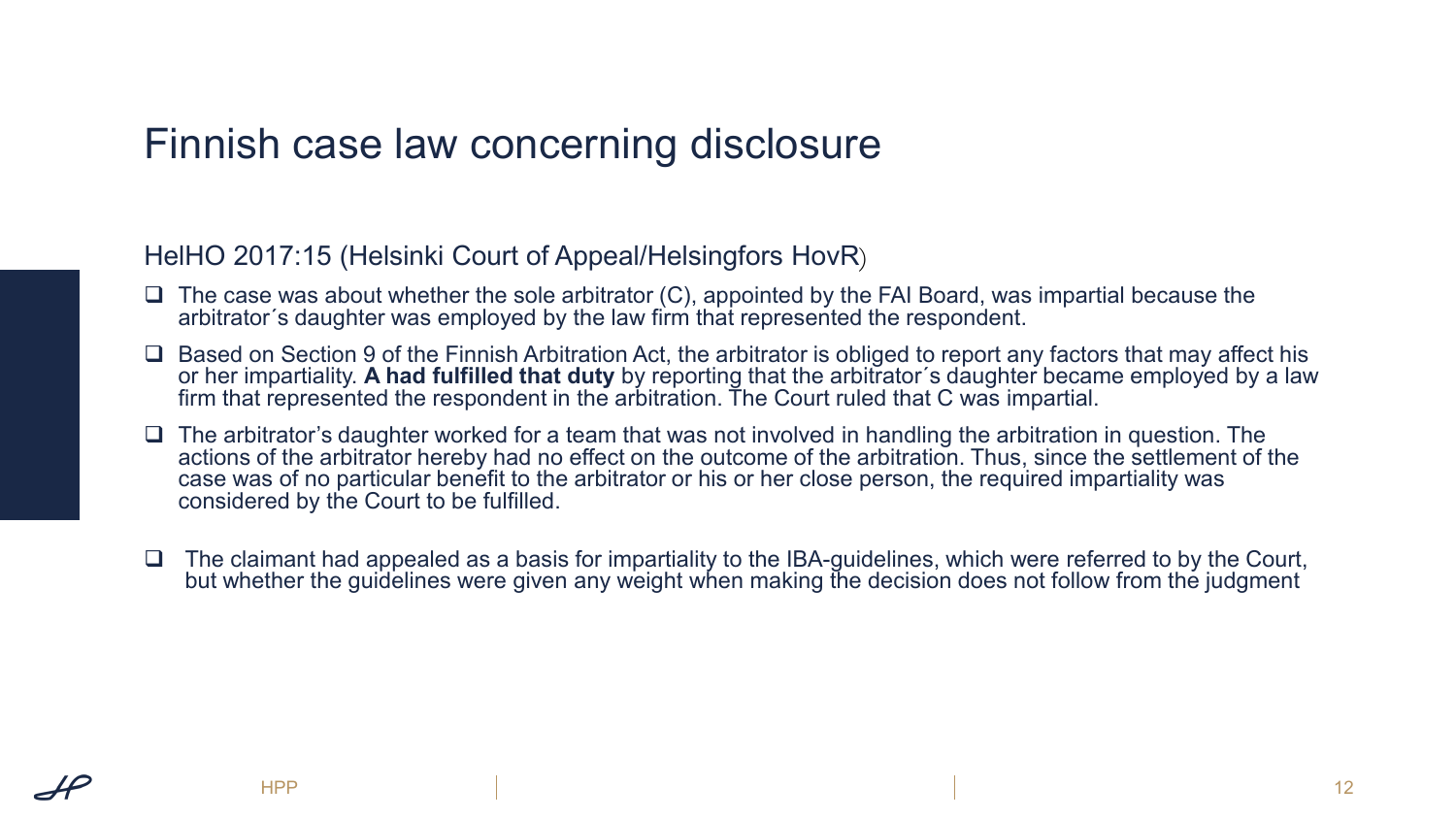# Finnish case law concerning disclosure

HelHO 2017:15 (Helsinki Court of Appeal/Helsingfors HovR)

- The case was about whether the sole arbitrator (C), appointed by the FAI Board, was impartial because the arbitrator´s daughter was employed by the law firm that represented the respondent.
- Based on Section 9 of the Finnish Arbitration Act, the arbitrator is obliged to report any factors that may affect his or her impartiality. **A had fulfilled that duty** by reporting that the arbitrator´s daughter became employed by a law firm that represented the respondent in the arbitration. The Court ruled that C was impartial.
- The arbitrator's daughter worked for a team that was not involved in handling the arbitration in question. The actions of the arbitrator hereby had no effect on the outcome of the arbitration. Thus, since the settlement of the case was of no particular benefit to the arbitrator or his or her close person, the required impartiality was considered by the Court to be fulfilled.
- The claimant had appealed as a basis for impartiality to the IBA-guidelines, which were referred to by the Court, but whether the guidelines were given any weight when making the decision does not follow from the judgment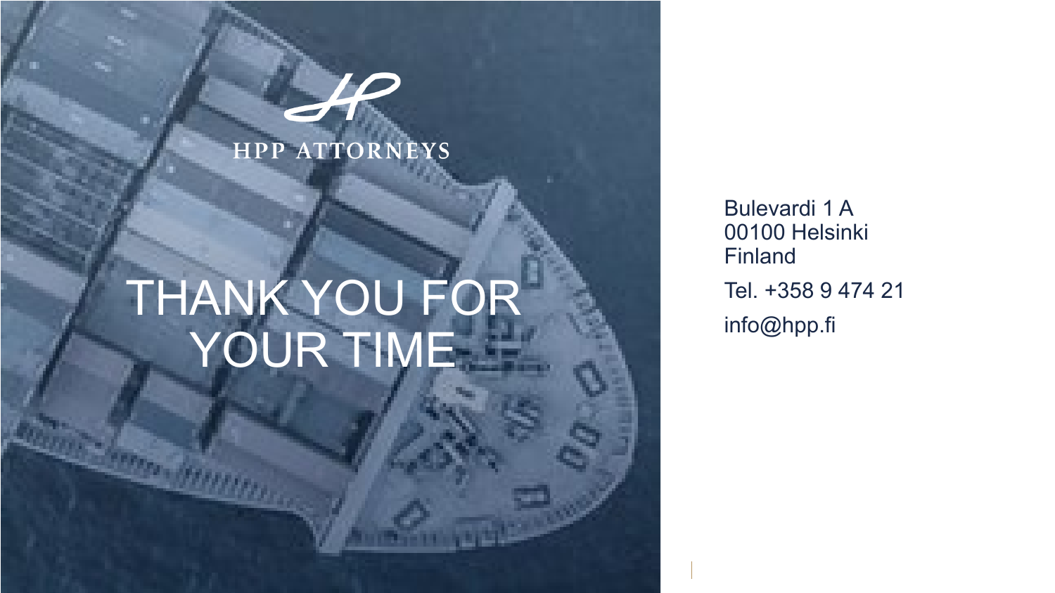HPP ATTORNEYS

# THANK YOU FOR YOUR TIME

Bulevardi 1 A
00100 Helsinki
Finland

Tel. +358 9 474 21

info@hpp.fi